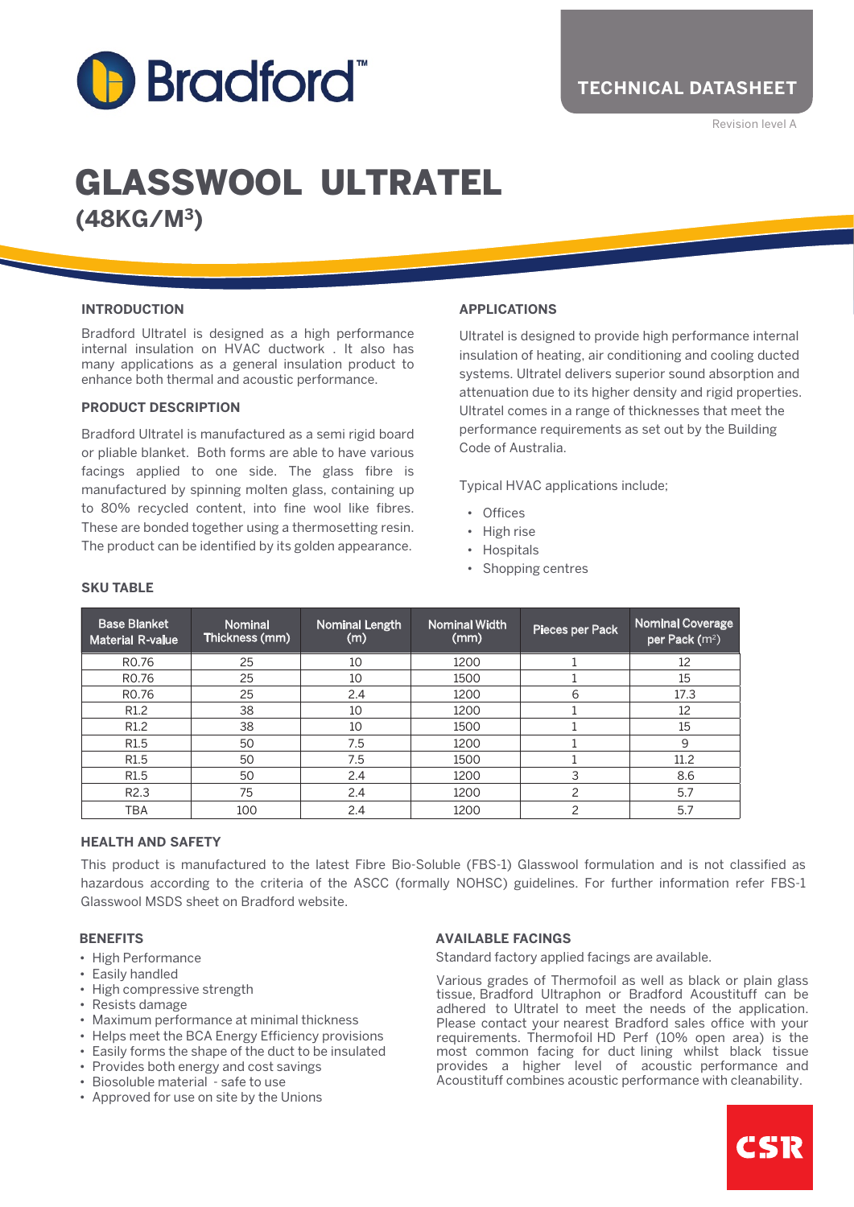Bradford™

TECHNICAL DATASHEET

Revision level A

# GLASSWOOL ULTRATEL
## (48KG/M³)

### INTRODUCTION

Bradford Ultratel is designed as a high performance internal insulation on HVAC ductwork . It also has many applications as a general insulation product to enhance both thermal and acoustic performance.

### PRODUCT DESCRIPTION

Bradford Ultratel is manufactured as a semi rigid board or pliable blanket. Both forms are able to have various facings applied to one side. The glass fibre is manufactured by spinning molten glass, containing up to 80% recycled content, into fine wool like fibres. These are bonded together using a thermosetting resin. The product can be identified by its golden appearance.

### APPLICATIONS

Ultratel is designed to provide high performance internal insulation of heating, air conditioning and cooling ducted systems. Ultratel delivers superior sound absorption and attenuation due to its higher density and rigid properties. Ultratel comes in a range of thicknesses that meet the performance requirements as set out by the Building Code of Australia.

Typical HVAC applications include;

- Offices
- High rise
- Hospitals
- Shopping centres

### SKU TABLE

| Base Blanket Material R-value | Nominal Thickness (mm) | Nominal Length (m) | Nominal Width (mm) | Pieces per Pack | Nominal Coverage per Pack (m²) |
|---|---|---|---|---|---|
| R0.76 | 25 | 10 | 1200 | 1 | 12 |
| R0.76 | 25 | 10 | 1500 | 1 | 15 |
| R0.76 | 25 | 2.4 | 1200 | 6 | 17.3 |
| R1.2 | 38 | 10 | 1200 | 1 | 12 |
| R1.2 | 38 | 10 | 1500 | 1 | 15 |
| R1.5 | 50 | 7.5 | 1200 | 1 | 9 |
| R1.5 | 50 | 7.5 | 1500 | 1 | 11.2 |
| R1.5 | 50 | 2.4 | 1200 | 3 | 8.6 |
| R2.3 | 75 | 2.4 | 1200 | 2 | 5.7 |
| TBA | 100 | 2.4 | 1200 | 2 | 5.7 |

### HEALTH AND SAFETY

This product is manufactured to the latest Fibre Bio-Soluble (FBS-1) Glasswool formulation and is not classified as hazardous according to the criteria of the ASCC (formally NOHSC) guidelines. For further information refer FBS-1 Glasswool MSDS sheet on Bradford website.

### BENEFITS

- High Performance
- Easily handled
- High compressive strength
- Resists damage
- Maximum performance at minimal thickness
- Helps meet the BCA Energy Efficiency provisions
- Easily forms the shape of the duct to be insulated
- Provides both energy and cost savings
- Biosoluble material - safe to use
- Approved for use on site by the Unions

### AVAILABLE FACINGS

Standard factory applied facings are available.

Various grades of Thermofoil as well as black or plain glass tissue, Bradford Ultraphon or Bradford Acoustituff can be adhered to Ultratel to meet the needs of the application. Please contact your nearest Bradford sales office with your requirements. Thermofoil HD Perf (10% open area) is the most common facing for duct lining whilst black tissue provides a higher level of acoustic performance and Acoustituff combines acoustic performance with cleanability.

CSR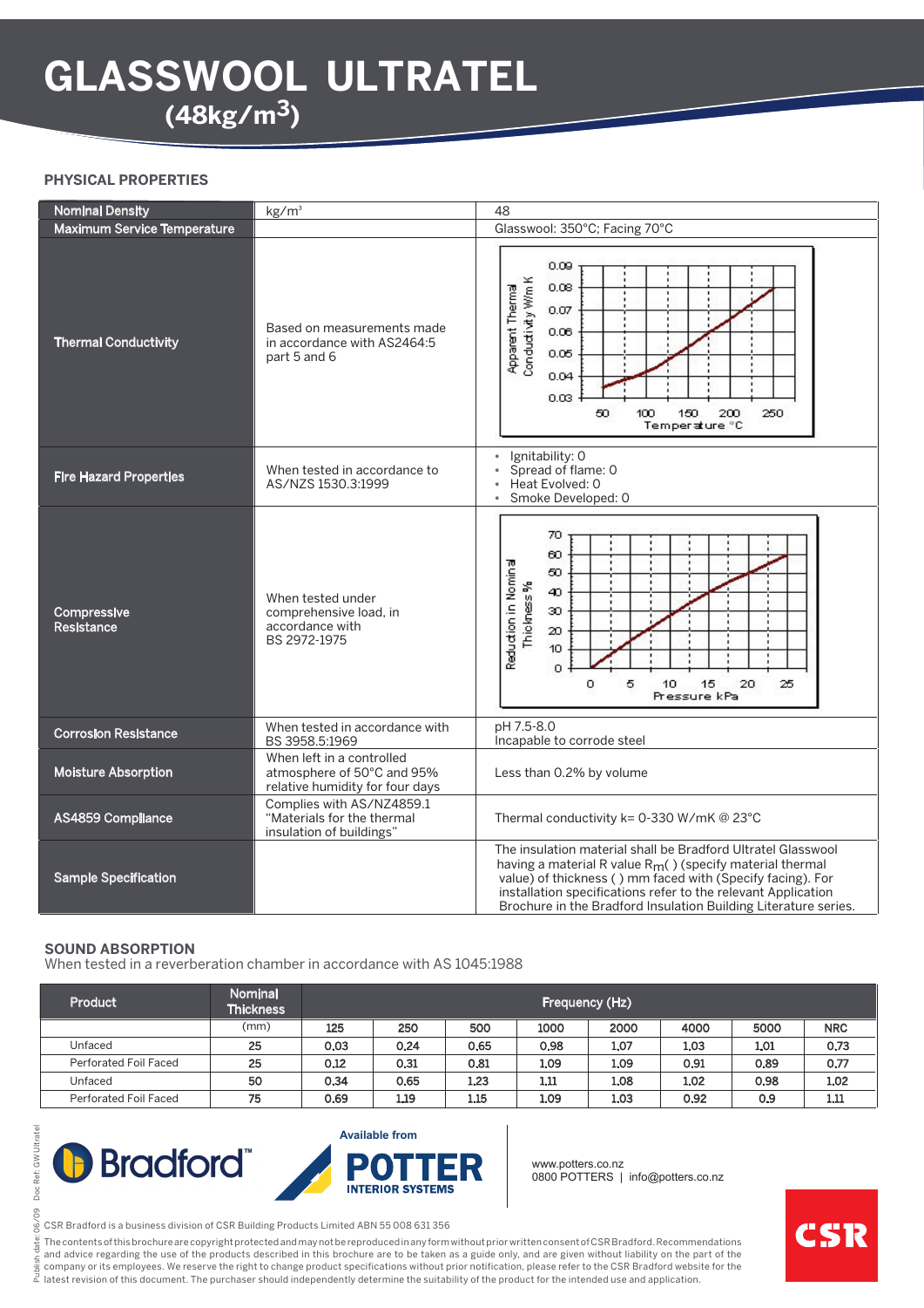# GLASSWOOL ULTRATEL
## (48kg/m$^3$)

### PHYSICAL PROPERTIES

| | | |
|---|---|---|
| Nominal Density | kg/m$^3$ | 48 |
| Maximum Service Temperature | | Glasswool: 350°C; Facing 70°C |
| Thermal Conductivity | Based on measurements made in accordance with AS2464:5 part 5 and 6 | Apparent Thermal Conductivity W/m K<br>0.09<br>0.08<br>0.07<br>0.06<br>0.05<br>0.04<br>0.03<br>50 100 150 200 250<br>Temperature °C |
| Fire Hazard Properties | When tested in accordance to AS/NZS 1530.3:1999 | • Ignitability: 0<br>• Spread of flame: 0<br>• Heat Evolved: 0<br>• Smoke Developed: 0 |
| Compressive Resistance | When tested under comprehensive load, in accordance with BS 2972-1975 | Reduction in Nominal Thickness %<br>70<br>60<br>50<br>40<br>30<br>20<br>10<br>0<br>0 5 10 15 20 25<br>Pressure kPa |
| Corrosion Resistance | When tested in accordance with BS 3958.5:1969 | pH 7.5-8.0<br>Incapable to corrode steel |
| Moisture Absorption | When left in a controlled atmosphere of 50°C and 95% relative humidity for four days | Less than 0.2% by volume |
| AS4859 Compliance | Complies with AS/NZ4859.1 "Materials for the thermal insulation of buildings" | Thermal conductivity k= 0-330 W/mK @ 23°C |
| Sample Specification | | The insulation material shall be Bradford Ultratel Glasswool having a material R value $R_m$( ) (specify material thermal value) of thickness ( ) mm faced with (Specify facing). For installation specifications refer to the relevant Application Brochure in the Bradford Insulation Building Literature series. |

### SOUND ABSORPTION

When tested in a reverberation chamber in accordance with AS 1045:1988

| Product | Nominal Thickness | Frequency (Hz) | | | | | | | |
|---|---|---|---|---|---|---|---|---|---|
| | (mm) | 125 | 250 | 500 | 1000 | 2000 | 4000 | 5000 | NRC |
| Unfaced | 25 | 0.03 | 0.24 | 0.65 | 0.98 | 1.07 | 1.03 | 1.01 | 0.73 |
| Perforated Foil Faced | 25 | 0.12 | 0.31 | 0.81 | 1.09 | 1.09 | 0.91 | 0.89 | 0.77 |
| Unfaced | 50 | 0.34 | 0.65 | 1.23 | 1.11 | 1.08 | 1.02 | 0.98 | 1.02 |
| Perforated Foil Faced | 75 | 0.69 | 1.19 | 1.15 | 1.09 | 1.03 | 0.92 | 0.9 | 1.11 |

Bradford™

Available from POTTER INTERIOR SYSTEMS

www.potters.co.nz
0800 POTTERS | info@potters.co.nz

Publish date: 06/09 Doc Ref: GW Ultratel

CSR Bradford is a business division of CSR Building Products Limited ABN 55 008 631 356

The contents of this brochure are copyright protected and may not be reproduced in any form without prior written consent of CSR Bradford. Recommendations and advice regarding the use of the products described in this brochure are to be taken as a guide only, and are given without liability on the part of the company or its employees. We reserve the right to change product specifications without prior notification, please refer to the CSR Bradford website for the latest revision of this document. The purchaser should independently determine the suitability of the product for the intended use and application.

CSR